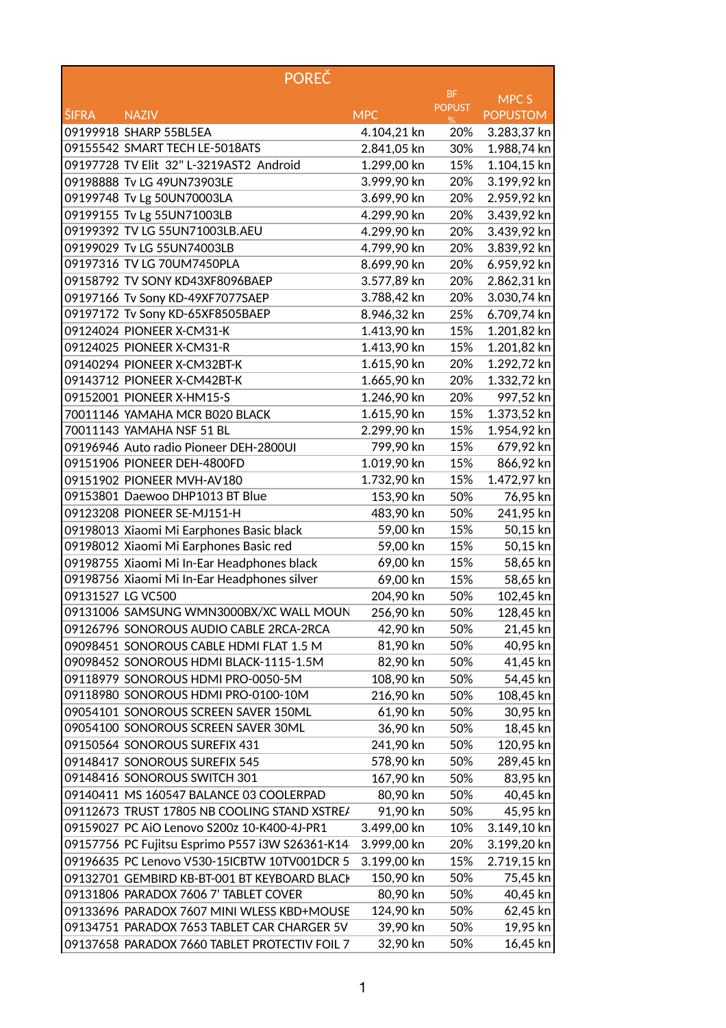| POREČ | | | | |
|---|---|---|---|---|
| ŠIFRA | NAZIV | MPC | BF POPUST % | MPC S POPUSTOM |
| 09199918 | SHARP 55BL5EA | 4.104,21 kn | 20% | 3.283,37 kn |
| 09155542 | SMART TECH LE-5018ATS | 2.841,05 kn | 30% | 1.988,74 kn |
| 09197728 | TV Elit 32" L-3219AST2 Android | 1.299,00 kn | 15% | 1.104,15 kn |
| 09198888 | Tv LG 49UN73903LE | 3.999,90 kn | 20% | 3.199,92 kn |
| 09199748 | Tv Lg 50UN70003LA | 3.699,90 kn | 20% | 2.959,92 kn |
| 09199155 | Tv Lg 55UN71003LB | 4.299,90 kn | 20% | 3.439,92 kn |
| 09199392 | TV LG 55UN71003LB.AEU | 4.299,90 kn | 20% | 3.439,92 kn |
| 09199029 | Tv LG 55UN74003LB | 4.799,90 kn | 20% | 3.839,92 kn |
| 09197316 | TV LG 70UM7450PLA | 8.699,90 kn | 20% | 6.959,92 kn |
| 09158792 | TV SONY KD43XF8096BAEP | 3.577,89 kn | 20% | 2.862,31 kn |
| 09197166 | Tv Sony KD-49XF7077SAEP | 3.788,42 kn | 20% | 3.030,74 kn |
| 09197172 | Tv Sony KD-65XF8505BAEP | 8.946,32 kn | 25% | 6.709,74 kn |
| 09124024 | PIONEER X-CM31-K | 1.413,90 kn | 15% | 1.201,82 kn |
| 09124025 | PIONEER X-CM31-R | 1.413,90 kn | 15% | 1.201,82 kn |
| 09140294 | PIONEER X-CM32BT-K | 1.615,90 kn | 20% | 1.292,72 kn |
| 09143712 | PIONEER X-CM42BT-K | 1.665,90 kn | 20% | 1.332,72 kn |
| 09152001 | PIONEER X-HM15-S | 1.246,90 kn | 20% | 997,52 kn |
| 70011146 | YAMAHA MCR B020 BLACK | 1.615,90 kn | 15% | 1.373,52 kn |
| 70011143 | YAMAHA NSF 51 BL | 2.299,90 kn | 15% | 1.954,92 kn |
| 09196946 | Auto radio Pioneer DEH-2800UI | 799,90 kn | 15% | 679,92 kn |
| 09151906 | PIONEER DEH-4800FD | 1.019,90 kn | 15% | 866,92 kn |
| 09151902 | PIONEER MVH-AV180 | 1.732,90 kn | 15% | 1.472,97 kn |
| 09153801 | Daewoo DHP1013 BT Blue | 153,90 kn | 50% | 76,95 kn |
| 09123208 | PIONEER SE-MJ151-H | 483,90 kn | 50% | 241,95 kn |
| 09198013 | Xiaomi Mi Earphones Basic black | 59,00 kn | 15% | 50,15 kn |
| 09198012 | Xiaomi Mi Earphones Basic red | 59,00 kn | 15% | 50,15 kn |
| 09198755 | Xiaomi Mi In-Ear Headphones black | 69,00 kn | 15% | 58,65 kn |
| 09198756 | Xiaomi Mi In-Ear Headphones silver | 69,00 kn | 15% | 58,65 kn |
| 09131527 | LG VC500 | 204,90 kn | 50% | 102,45 kn |
| 09131006 | SAMSUNG WMN3000BX/XC WALL MOUN | 256,90 kn | 50% | 128,45 kn |
| 09126796 | SONOROUS AUDIO CABLE 2RCA-2RCA | 42,90 kn | 50% | 21,45 kn |
| 09098451 | SONOROUS CABLE HDMI FLAT 1.5 M | 81,90 kn | 50% | 40,95 kn |
| 09098452 | SONOROUS HDMI BLACK-1115-1.5M | 82,90 kn | 50% | 41,45 kn |
| 09118979 | SONOROUS HDMI PRO-0050-5M | 108,90 kn | 50% | 54,45 kn |
| 09118980 | SONOROUS HDMI PRO-0100-10M | 216,90 kn | 50% | 108,45 kn |
| 09054101 | SONOROUS SCREEN SAVER 150ML | 61,90 kn | 50% | 30,95 kn |
| 09054100 | SONOROUS SCREEN SAVER 30ML | 36,90 kn | 50% | 18,45 kn |
| 09150564 | SONOROUS SUREFIX 431 | 241,90 kn | 50% | 120,95 kn |
| 09148417 | SONOROUS SUREFIX 545 | 578,90 kn | 50% | 289,45 kn |
| 09148416 | SONOROUS SWITCH 301 | 167,90 kn | 50% | 83,95 kn |
| 09140411 | MS 160547 BALANCE 03 COOLERPAD | 80,90 kn | 50% | 40,45 kn |
| 09112673 | TRUST 17805 NB COOLING STAND XSTREA | 91,90 kn | 50% | 45,95 kn |
| 09159027 | PC AiO Lenovo S200z 10-K400-4J-PR1 | 3.499,00 kn | 10% | 3.149,10 kn |
| 09157756 | PC Fujitsu Esprimo P557 i3W S26361-K14 | 3.999,00 kn | 20% | 3.199,20 kn |
| 09196635 | PC Lenovo V530-15ICBTW 10TV001DCR 5 | 3.199,00 kn | 15% | 2.719,15 kn |
| 09132701 | GEMBIRD KB-BT-001 BT KEYBOARD BLACK | 150,90 kn | 50% | 75,45 kn |
| 09131806 | PARADOX 7606 7' TABLET COVER | 80,90 kn | 50% | 40,45 kn |
| 09133696 | PARADOX 7607 MINI WLESS KBD+MOUSE | 124,90 kn | 50% | 62,45 kn |
| 09134751 | PARADOX 7653 TABLET CAR CHARGER 5V | 39,90 kn | 50% | 19,95 kn |
| 09137658 | PARADOX 7660 TABLET PROTECTIV FOIL 7 | 32,90 kn | 50% | 16,45 kn |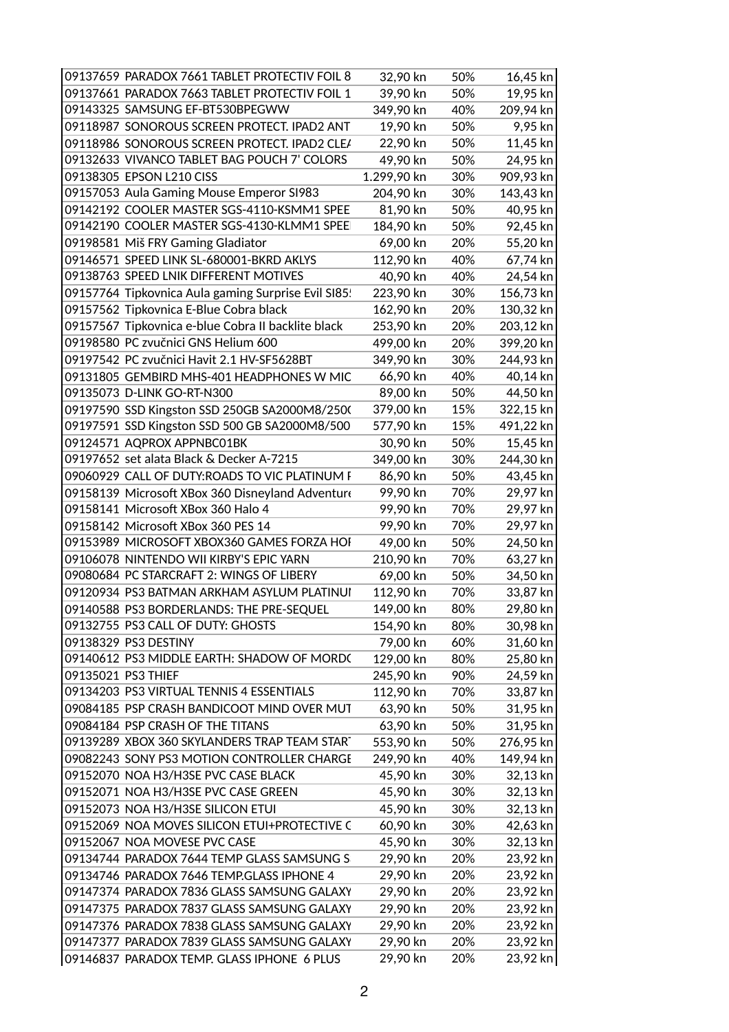| | | | | |
|---|---|---|---|---|
| 09137659 | PARADOX 7661 TABLET PROTECTIV FOIL 8 | 32,90 kn | 50% | 16,45 kn |
| 09137661 | PARADOX 7663 TABLET PROTECTIV FOIL 1 | 39,90 kn | 50% | 19,95 kn |
| 09143325 | SAMSUNG EF-BT530BPEGWW | 349,90 kn | 40% | 209,94 kn |
| 09118987 | SONOROUS SCREEN PROTECT. IPAD2 ANT | 19,90 kn | 50% | 9,95 kn |
| 09118986 | SONOROUS SCREEN PROTECT. IPAD2 CLEA | 22,90 kn | 50% | 11,45 kn |
| 09132633 | VIVANCO TABLET BAG POUCH 7' COLORS | 49,90 kn | 50% | 24,95 kn |
| 09138305 | EPSON L210 CISS | 1.299,90 kn | 30% | 909,93 kn |
| 09157053 | Aula Gaming Mouse Emperor SI983 | 204,90 kn | 30% | 143,43 kn |
| 09142192 | COOLER MASTER SGS-4110-KSMM1 SPEE | 81,90 kn | 50% | 40,95 kn |
| 09142190 | COOLER MASTER SGS-4130-KLMM1 SPEE | 184,90 kn | 50% | 92,45 kn |
| 09198581 | Miš FRY Gaming Gladiator | 69,00 kn | 20% | 55,20 kn |
| 09146571 | SPEED LINK SL-680001-BKRD AKLYS | 112,90 kn | 40% | 67,74 kn |
| 09138763 | SPEED LNIK DIFFERENT MOTIVES | 40,90 kn | 40% | 24,54 kn |
| 09157764 | Tipkovnica Aula gaming Surprise Evil SI85 | 223,90 kn | 30% | 156,73 kn |
| 09157562 | Tipkovnica E-Blue Cobra black | 162,90 kn | 20% | 130,32 kn |
| 09157567 | Tipkovnica e-blue Cobra II backlite black | 253,90 kn | 20% | 203,12 kn |
| 09198580 | PC zvučnici GNS Helium 600 | 499,00 kn | 20% | 399,20 kn |
| 09197542 | PC zvučnici Havit 2.1 HV-SF5628BT | 349,90 kn | 30% | 244,93 kn |
| 09131805 | GEMBIRD MHS-401 HEADPHONES W MIC | 66,90 kn | 40% | 40,14 kn |
| 09135073 | D-LINK GO-RT-N300 | 89,00 kn | 50% | 44,50 kn |
| 09197590 | SSD Kingston SSD 250GB SA2000M8/250 | 379,00 kn | 15% | 322,15 kn |
| 09197591 | SSD Kingston SSD 500 GB SA2000M8/500 | 577,90 kn | 15% | 491,22 kn |
| 09124571 | AQPROX APPNBC01BK | 30,90 kn | 50% | 15,45 kn |
| 09197652 | set alata Black & Decker A-7215 | 349,00 kn | 30% | 244,30 kn |
| 09060929 | CALL OF DUTY:ROADS TO VIC PLATINUM | 86,90 kn | 50% | 43,45 kn |
| 09158139 | Microsoft XBox 360 Disneyland Adventure | 99,90 kn | 70% | 29,97 kn |
| 09158141 | Microsoft XBox 360 Halo 4 | 99,90 kn | 70% | 29,97 kn |
| 09158142 | Microsoft XBox 360 PES 14 | 99,90 kn | 70% | 29,97 kn |
| 09153989 | MICROSOFT XBOX360 GAMES FORZA HOI | 49,00 kn | 50% | 24,50 kn |
| 09106078 | NINTENDO WII KIRBY'S EPIC YARN | 210,90 kn | 70% | 63,27 kn |
| 09080684 | PC STARCRAFT 2: WINGS OF LIBERY | 69,00 kn | 50% | 34,50 kn |
| 09120934 | PS3 BATMAN ARKHAM ASYLUM PLATINU | 112,90 kn | 70% | 33,87 kn |
| 09140588 | PS3 BORDERLANDS: THE PRE-SEQUEL | 149,00 kn | 80% | 29,80 kn |
| 09132755 | PS3 CALL OF DUTY: GHOSTS | 154,90 kn | 80% | 30,98 kn |
| 09138329 | PS3 DESTINY | 79,00 kn | 60% | 31,60 kn |
| 09140612 | PS3 MIDDLE EARTH: SHADOW OF MORD | 129,00 kn | 80% | 25,80 kn |
| 09135021 | PS3 THIEF | 245,90 kn | 90% | 24,59 kn |
| 09134203 | PS3 VIRTUAL TENNIS 4 ESSENTIALS | 112,90 kn | 70% | 33,87 kn |
| 09084185 | PSP CRASH BANDICOOT MIND OVER MUT | 63,90 kn | 50% | 31,95 kn |
| 09084184 | PSP CRASH OF THE TITANS | 63,90 kn | 50% | 31,95 kn |
| 09139289 | XBOX 360 SKYLANDERS TRAP TEAM STAR | 553,90 kn | 50% | 276,95 kn |
| 09082243 | SONY PS3 MOTION CONTROLLER CHARGE | 249,90 kn | 40% | 149,94 kn |
| 09152070 | NOA H3/H3SE PVC CASE BLACK | 45,90 kn | 30% | 32,13 kn |
| 09152071 | NOA H3/H3SE PVC CASE GREEN | 45,90 kn | 30% | 32,13 kn |
| 09152073 | NOA H3/H3SE SILICON ETUI | 45,90 kn | 30% | 32,13 kn |
| 09152069 | NOA MOVES SILICON ETUI+PROTECTIVE C | 60,90 kn | 30% | 42,63 kn |
| 09152067 | NOA MOVESE PVC CASE | 45,90 kn | 30% | 32,13 kn |
| 09134744 | PARADOX 7644 TEMP GLASS SAMSUNG S | 29,90 kn | 20% | 23,92 kn |
| 09134746 | PARADOX 7646 TEMP.GLASS IPHONE 4 | 29,90 kn | 20% | 23,92 kn |
| 09147374 | PARADOX 7836 GLASS SAMSUNG GALAXY | 29,90 kn | 20% | 23,92 kn |
| 09147375 | PARADOX 7837 GLASS SAMSUNG GALAXY | 29,90 kn | 20% | 23,92 kn |
| 09147376 | PARADOX 7838 GLASS SAMSUNG GALAXY | 29,90 kn | 20% | 23,92 kn |
| 09147377 | PARADOX 7839 GLASS SAMSUNG GALAXY | 29,90 kn | 20% | 23,92 kn |
| 09146837 | PARADOX TEMP. GLASS IPHONE 6 PLUS | 29,90 kn | 20% | 23,92 kn |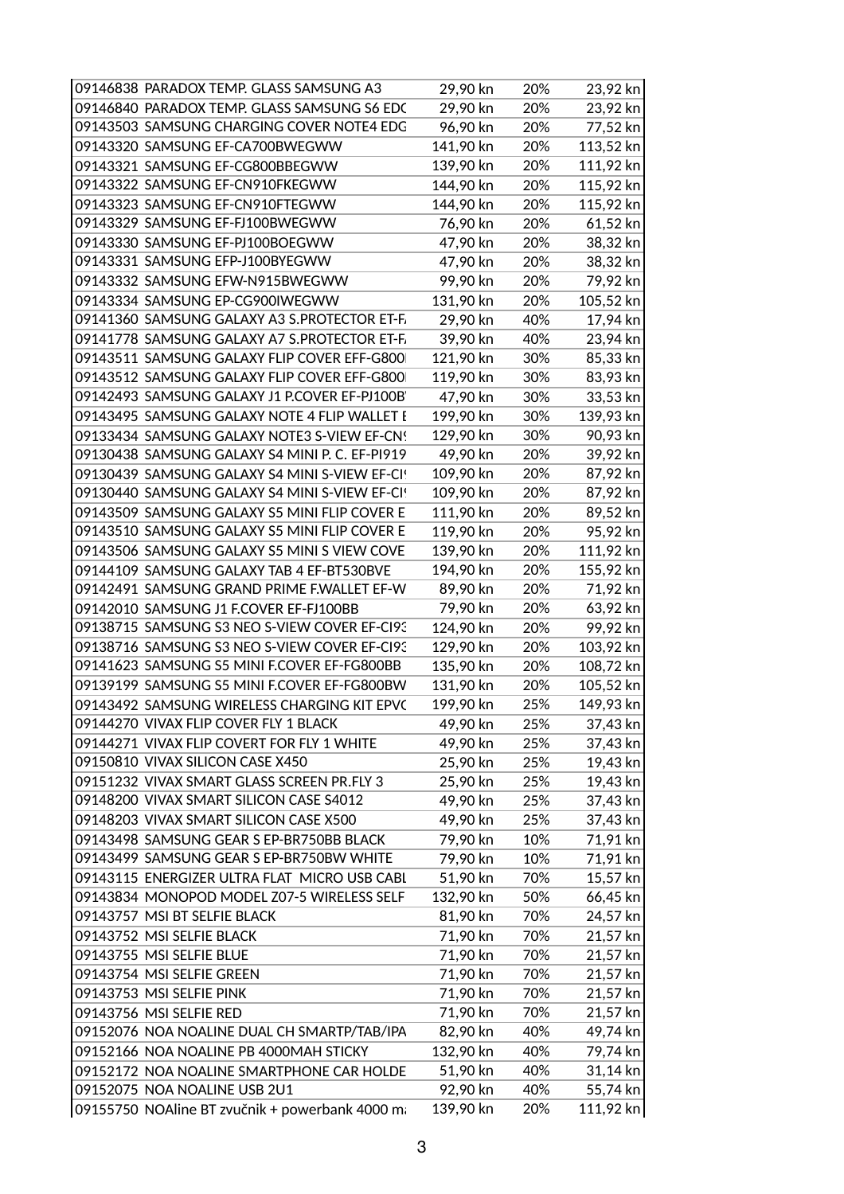| | | | | |
|---|---|---|---|---|
| 09146838 | PARADOX TEMP. GLASS SAMSUNG A3 | 29,90 kn | 20% | 23,92 kn |
| 09146840 | PARADOX TEMP. GLASS SAMSUNG S6 EDC | 29,90 kn | 20% | 23,92 kn |
| 09143503 | SAMSUNG CHARGING COVER NOTE4 EDG | 96,90 kn | 20% | 77,52 kn |
| 09143320 | SAMSUNG EF-CA700BWEGWW | 141,90 kn | 20% | 113,52 kn |
| 09143321 | SAMSUNG EF-CG800BBEGWW | 139,90 kn | 20% | 111,92 kn |
| 09143322 | SAMSUNG EF-CN910FKEGWW | 144,90 kn | 20% | 115,92 kn |
| 09143323 | SAMSUNG EF-CN910FTEGWW | 144,90 kn | 20% | 115,92 kn |
| 09143329 | SAMSUNG EF-FJ100BWEGWW | 76,90 kn | 20% | 61,52 kn |
| 09143330 | SAMSUNG EF-PJ100BOEGWW | 47,90 kn | 20% | 38,32 kn |
| 09143331 | SAMSUNG EFP-J100BYEGWW | 47,90 kn | 20% | 38,32 kn |
| 09143332 | SAMSUNG EFW-N915BWEGWW | 99,90 kn | 20% | 79,92 kn |
| 09143334 | SAMSUNG EP-CG900IWEGWW | 131,90 kn | 20% | 105,52 kn |
| 09141360 | SAMSUNG GALAXY A3 S.PROTECTOR ET-F/ | 29,90 kn | 40% | 17,94 kn |
| 09141778 | SAMSUNG GALAXY A7 S.PROTECTOR ET-F/ | 39,90 kn | 40% | 23,94 kn |
| 09143511 | SAMSUNG GALAXY FLIP COVER EFF-G800I | 121,90 kn | 30% | 85,33 kn |
| 09143512 | SAMSUNG GALAXY FLIP COVER EFF-G800I | 119,90 kn | 30% | 83,93 kn |
| 09142493 | SAMSUNG GALAXY J1 P.COVER EF-PJ100B | 47,90 kn | 30% | 33,53 kn |
| 09143495 | SAMSUNG GALAXY NOTE 4 FLIP WALLET E | 199,90 kn | 30% | 139,93 kn |
| 09133434 | SAMSUNG GALAXY NOTE3 S-VIEW EF-CN9 | 129,90 kn | 30% | 90,93 kn |
| 09130438 | SAMSUNG GALAXY S4 MINI P. C. EF-PI919 | 49,90 kn | 20% | 39,92 kn |
| 09130439 | SAMSUNG GALAXY S4 MINI S-VIEW EF-CI9 | 109,90 kn | 20% | 87,92 kn |
| 09130440 | SAMSUNG GALAXY S4 MINI S-VIEW EF-CI9 | 109,90 kn | 20% | 87,92 kn |
| 09143509 | SAMSUNG GALAXY S5 MINI FLIP COVER E | 111,90 kn | 20% | 89,52 kn |
| 09143510 | SAMSUNG GALAXY S5 MINI FLIP COVER E | 119,90 kn | 20% | 95,92 kn |
| 09143506 | SAMSUNG GALAXY S5 MINI S VIEW COVE | 139,90 kn | 20% | 111,92 kn |
| 09144109 | SAMSUNG GALAXY TAB 4 EF-BT530BVE | 194,90 kn | 20% | 155,92 kn |
| 09142491 | SAMSUNG GRAND PRIME F.WALLET EF-W | 89,90 kn | 20% | 71,92 kn |
| 09142010 | SAMSUNG J1 F.COVER EF-FJ100BB | 79,90 kn | 20% | 63,92 kn |
| 09138715 | SAMSUNG S3 NEO S-VIEW COVER EF-CI93 | 124,90 kn | 20% | 99,92 kn |
| 09138716 | SAMSUNG S3 NEO S-VIEW COVER EF-CI93 | 129,90 kn | 20% | 103,92 kn |
| 09141623 | SAMSUNG S5 MINI F.COVER EF-FG800BB | 135,90 kn | 20% | 108,72 kn |
| 09139199 | SAMSUNG S5 MINI F.COVER EF-FG800BW | 131,90 kn | 20% | 105,52 kn |
| 09143492 | SAMSUNG WIRELESS CHARGING KIT EPVC | 199,90 kn | 25% | 149,93 kn |
| 09144270 | VIVAX FLIP COVER FLY 1 BLACK | 49,90 kn | 25% | 37,43 kn |
| 09144271 | VIVAX FLIP COVERT FOR FLY 1 WHITE | 49,90 kn | 25% | 37,43 kn |
| 09150810 | VIVAX SILICON CASE X450 | 25,90 kn | 25% | 19,43 kn |
| 09151232 | VIVAX SMART GLASS SCREEN PR.FLY 3 | 25,90 kn | 25% | 19,43 kn |
| 09148200 | VIVAX SMART SILICON CASE S4012 | 49,90 kn | 25% | 37,43 kn |
| 09148203 | VIVAX SMART SILICON CASE X500 | 49,90 kn | 25% | 37,43 kn |
| 09143498 | SAMSUNG GEAR S EP-BR750BB BLACK | 79,90 kn | 10% | 71,91 kn |
| 09143499 | SAMSUNG GEAR S EP-BR750BW WHITE | 79,90 kn | 10% | 71,91 kn |
| 09143115 | ENERGIZER ULTRA FLAT MICRO USB CABL | 51,90 kn | 70% | 15,57 kn |
| 09143834 | MONOPOD MODEL Z07-5 WIRELESS SELF | 132,90 kn | 50% | 66,45 kn |
| 09143757 | MSI BT SELFIE BLACK | 81,90 kn | 70% | 24,57 kn |
| 09143752 | MSI SELFIE BLACK | 71,90 kn | 70% | 21,57 kn |
| 09143755 | MSI SELFIE BLUE | 71,90 kn | 70% | 21,57 kn |
| 09143754 | MSI SELFIE GREEN | 71,90 kn | 70% | 21,57 kn |
| 09143753 | MSI SELFIE PINK | 71,90 kn | 70% | 21,57 kn |
| 09143756 | MSI SELFIE RED | 71,90 kn | 70% | 21,57 kn |
| 09152076 | NOA NOALINE DUAL CH SMARTP/TAB/IPA | 82,90 kn | 40% | 49,74 kn |
| 09152166 | NOA NOALINE PB 4000MAH STICKY | 132,90 kn | 40% | 79,74 kn |
| 09152172 | NOA NOALINE SMARTPHONE CAR HOLDE | 51,90 kn | 40% | 31,14 kn |
| 09152075 | NOA NOALINE USB 2U1 | 92,90 kn | 40% | 55,74 kn |
| 09155750 | NOAline BT zvučnik + powerbank 4000 m | 139,90 kn | 20% | 111,92 kn |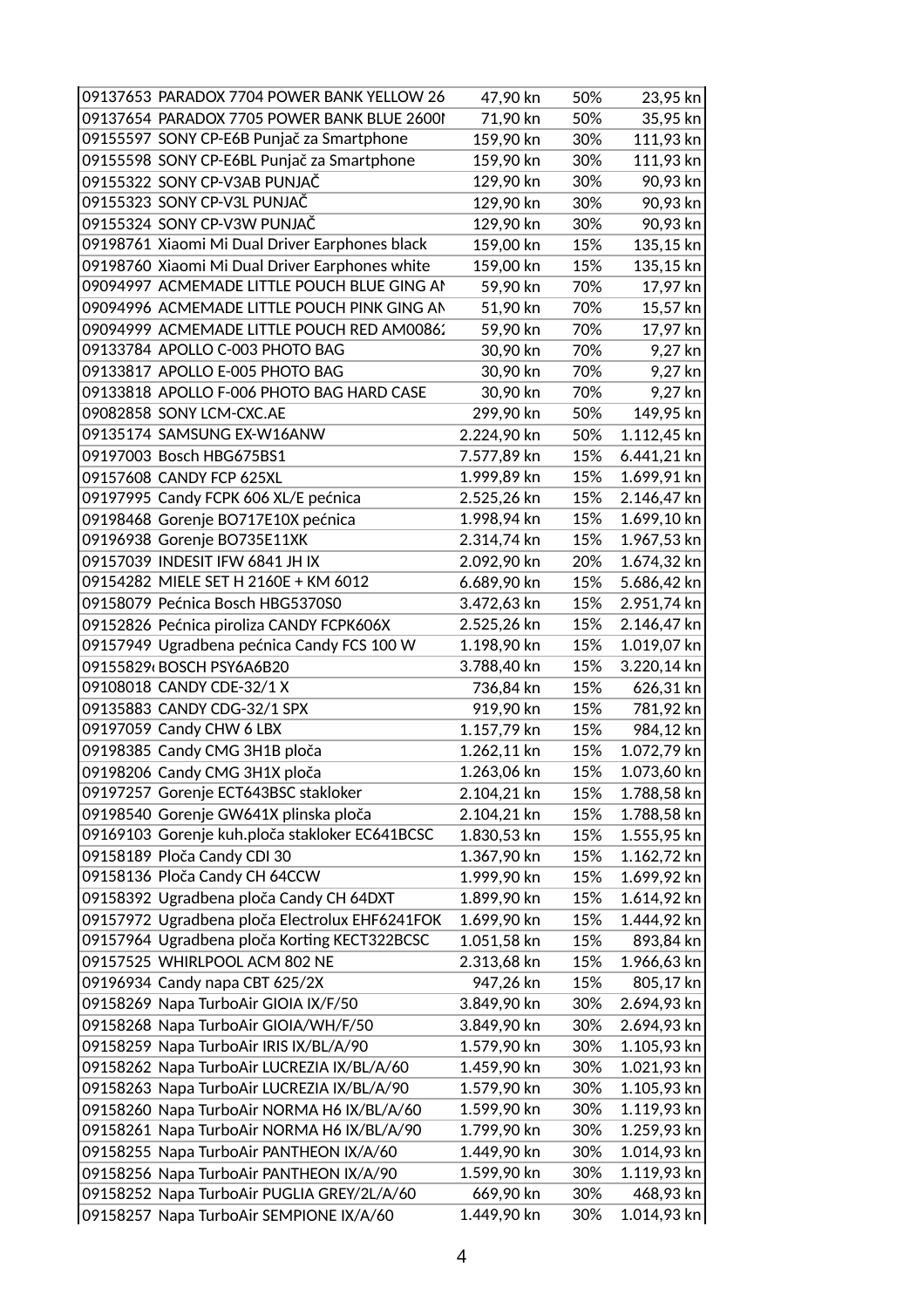| | | | | |
|---|---|---|---|---|
| 09137653 | PARADOX 7704 POWER BANK YELLOW 26 | 47,90 kn | 50% | 23,95 kn |
| 09137654 | PARADOX 7705 POWER BANK BLUE 2600I | 71,90 kn | 50% | 35,95 kn |
| 09155597 | SONY CP-E6B Punjač za Smartphone | 159,90 kn | 30% | 111,93 kn |
| 09155598 | SONY CP-E6BL Punjač za Smartphone | 159,90 kn | 30% | 111,93 kn |
| 09155322 | SONY CP-V3AB PUNJAČ | 129,90 kn | 30% | 90,93 kn |
| 09155323 | SONY CP-V3L PUNJAČ | 129,90 kn | 30% | 90,93 kn |
| 09155324 | SONY CP-V3W PUNJAČ | 129,90 kn | 30% | 90,93 kn |
| 09198761 | Xiaomi Mi Dual Driver Earphones black | 159,00 kn | 15% | 135,15 kn |
| 09198760 | Xiaomi Mi Dual Driver Earphones white | 159,00 kn | 15% | 135,15 kn |
| 09094997 | ACMEMADE LITTLE POUCH BLUE GING AI | 59,90 kn | 70% | 17,97 kn |
| 09094996 | ACMEMADE LITTLE POUCH PINK GING AN | 51,90 kn | 70% | 15,57 kn |
| 09094999 | ACMEMADE LITTLE POUCH RED AM00862 | 59,90 kn | 70% | 17,97 kn |
| 09133784 | APOLLO C-003 PHOTO BAG | 30,90 kn | 70% | 9,27 kn |
| 09133817 | APOLLO E-005 PHOTO BAG | 30,90 kn | 70% | 9,27 kn |
| 09133818 | APOLLO F-006 PHOTO BAG HARD CASE | 30,90 kn | 70% | 9,27 kn |
| 09082858 | SONY LCM-CXC.AE | 299,90 kn | 50% | 149,95 kn |
| 09135174 | SAMSUNG EX-W16ANW | 2.224,90 kn | 50% | 1.112,45 kn |
| 09197003 | Bosch HBG675BS1 | 7.577,89 kn | 15% | 6.441,21 kn |
| 09157608 | CANDY FCP 625XL | 1.999,89 kn | 15% | 1.699,91 kn |
| 09197995 | Candy FCPK 606 XL/E pećnica | 2.525,26 kn | 15% | 2.146,47 kn |
| 09198468 | Gorenje BO717E10X pećnica | 1.998,94 kn | 15% | 1.699,10 kn |
| 09196938 | Gorenje BO735E11XK | 2.314,74 kn | 15% | 1.967,53 kn |
| 09157039 | INDESIT IFW 6841 JH IX | 2.092,90 kn | 20% | 1.674,32 kn |
| 09154282 | MIELE SET H 2160E + KM 6012 | 6.689,90 kn | 15% | 5.686,42 kn |
| 09158079 | Pećnica Bosch HBG5370S0 | 3.472,63 kn | 15% | 2.951,74 kn |
| 09152826 | Pećnica piroliza CANDY FCPK606X | 2.525,26 kn | 15% | 2.146,47 kn |
| 09157949 | Ugradbena pećnica Candy FCS 100 W | 1.198,90 kn | 15% | 1.019,07 kn |
| 09155829 | BOSCH PSY6A6B20 | 3.788,40 kn | 15% | 3.220,14 kn |
| 09108018 | CANDY CDE-32/1 X | 736,84 kn | 15% | 626,31 kn |
| 09135883 | CANDY CDG-32/1 SPX | 919,90 kn | 15% | 781,92 kn |
| 09197059 | Candy CHW 6 LBX | 1.157,79 kn | 15% | 984,12 kn |
| 09198385 | Candy CMG 3H1B ploča | 1.262,11 kn | 15% | 1.072,79 kn |
| 09198206 | Candy CMG 3H1X ploča | 1.263,06 kn | 15% | 1.073,60 kn |
| 09197257 | Gorenje ECT643BSC stakloker | 2.104,21 kn | 15% | 1.788,58 kn |
| 09198540 | Gorenje GW641X plinska ploča | 2.104,21 kn | 15% | 1.788,58 kn |
| 09169103 | Gorenje kuh.ploča stakloker EC641BCSC | 1.830,53 kn | 15% | 1.555,95 kn |
| 09158189 | Ploča Candy CDI 30 | 1.367,90 kn | 15% | 1.162,72 kn |
| 09158136 | Ploča Candy CH 64CCW | 1.999,90 kn | 15% | 1.699,92 kn |
| 09158392 | Ugradbena ploča Candy CH 64DXT | 1.899,90 kn | 15% | 1.614,92 kn |
| 09157972 | Ugradbena ploča Electrolux EHF6241FOK | 1.699,90 kn | 15% | 1.444,92 kn |
| 09157964 | Ugradbena ploča Korting KECT322BCSC | 1.051,58 kn | 15% | 893,84 kn |
| 09157525 | WHIRLPOOL ACM 802 NE | 2.313,68 kn | 15% | 1.966,63 kn |
| 09196934 | Candy napa CBT 625/2X | 947,26 kn | 15% | 805,17 kn |
| 09158269 | Napa TurboAir GIOIA IX/F/50 | 3.849,90 kn | 30% | 2.694,93 kn |
| 09158268 | Napa TurboAir GIOIA/WH/F/50 | 3.849,90 kn | 30% | 2.694,93 kn |
| 09158259 | Napa TurboAir IRIS IX/BL/A/90 | 1.579,90 kn | 30% | 1.105,93 kn |
| 09158262 | Napa TurboAir LUCREZIA IX/BL/A/60 | 1.459,90 kn | 30% | 1.021,93 kn |
| 09158263 | Napa TurboAir LUCREZIA IX/BL/A/90 | 1.579,90 kn | 30% | 1.105,93 kn |
| 09158260 | Napa TurboAir NORMA H6 IX/BL/A/60 | 1.599,90 kn | 30% | 1.119,93 kn |
| 09158261 | Napa TurboAir NORMA H6 IX/BL/A/90 | 1.799,90 kn | 30% | 1.259,93 kn |
| 09158255 | Napa TurboAir PANTHEON IX/A/60 | 1.449,90 kn | 30% | 1.014,93 kn |
| 09158256 | Napa TurboAir PANTHEON IX/A/90 | 1.599,90 kn | 30% | 1.119,93 kn |
| 09158252 | Napa TurboAir PUGLIA GREY/2L/A/60 | 669,90 kn | 30% | 468,93 kn |
| 09158257 | Napa TurboAir SEMPIONE IX/A/60 | 1.449,90 kn | 30% | 1.014,93 kn |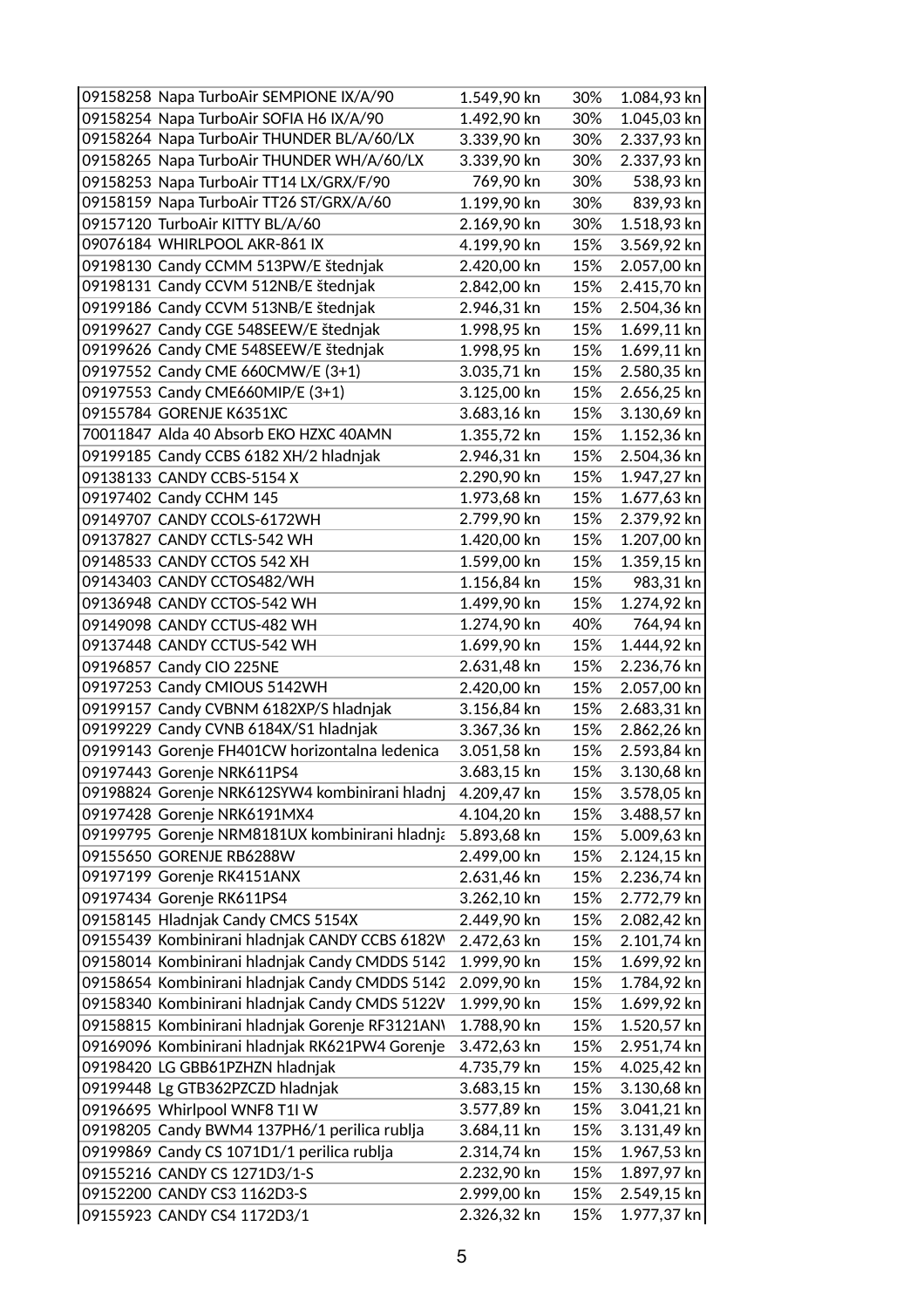| | | | |
|---|---|---|---|
| 09158258 Napa TurboAir SEMPIONE IX/A/90 | 1.549,90 kn | 30% | 1.084,93 kn |
| 09158254 Napa TurboAir SOFIA H6 IX/A/90 | 1.492,90 kn | 30% | 1.045,03 kn |
| 09158264 Napa TurboAir THUNDER BL/A/60/LX | 3.339,90 kn | 30% | 2.337,93 kn |
| 09158265 Napa TurboAir THUNDER WH/A/60/LX | 3.339,90 kn | 30% | 2.337,93 kn |
| 09158253 Napa TurboAir TT14 LX/GRX/F/90 | 769,90 kn | 30% | 538,93 kn |
| 09158159 Napa TurboAir TT26 ST/GRX/A/60 | 1.199,90 kn | 30% | 839,93 kn |
| 09157120 TurboAir KITTY BL/A/60 | 2.169,90 kn | 30% | 1.518,93 kn |
| 09076184 WHIRLPOOL AKR-861 IX | 4.199,90 kn | 15% | 3.569,92 kn |
| 09198130 Candy CCMM 513PW/E štednjak | 2.420,00 kn | 15% | 2.057,00 kn |
| 09198131 Candy CCVM 512NB/E štednjak | 2.842,00 kn | 15% | 2.415,70 kn |
| 09199186 Candy CCVM 513NB/E štednjak | 2.946,31 kn | 15% | 2.504,36 kn |
| 09199627 Candy CGE 548SEEW/E štednjak | 1.998,95 kn | 15% | 1.699,11 kn |
| 09199626 Candy CME 548SEEW/E štednjak | 1.998,95 kn | 15% | 1.699,11 kn |
| 09197552 Candy CME 660CMW/E (3+1) | 3.035,71 kn | 15% | 2.580,35 kn |
| 09197553 Candy CME660MIP/E (3+1) | 3.125,00 kn | 15% | 2.656,25 kn |
| 09155784 GORENJE K6351XC | 3.683,16 kn | 15% | 3.130,69 kn |
| 70011847 Alda 40 Absorb EKO HZXC 40AMN | 1.355,72 kn | 15% | 1.152,36 kn |
| 09199185 Candy CCBS 6182 XH/2 hladnjak | 2.946,31 kn | 15% | 2.504,36 kn |
| 09138133 CANDY CCBS-5154 X | 2.290,90 kn | 15% | 1.947,27 kn |
| 09197402 Candy CCHM 145 | 1.973,68 kn | 15% | 1.677,63 kn |
| 09149707 CANDY CCOLS-6172WH | 2.799,90 kn | 15% | 2.379,92 kn |
| 09137827 CANDY CCTLS-542 WH | 1.420,00 kn | 15% | 1.207,00 kn |
| 09148533 CANDY CCTOS 542 XH | 1.599,00 kn | 15% | 1.359,15 kn |
| 09143403 CANDY CCTOS482/WH | 1.156,84 kn | 15% | 983,31 kn |
| 09136948 CANDY CCTOS-542 WH | 1.499,90 kn | 15% | 1.274,92 kn |
| 09149098 CANDY CCTUS-482 WH | 1.274,90 kn | 40% | 764,94 kn |
| 09137448 CANDY CCTUS-542 WH | 1.699,90 kn | 15% | 1.444,92 kn |
| 09196857 Candy CIO 225NE | 2.631,48 kn | 15% | 2.236,76 kn |
| 09197253 Candy CMIOUS 5142WH | 2.420,00 kn | 15% | 2.057,00 kn |
| 09199157 Candy CVBNM 6182XP/S hladnjak | 3.156,84 kn | 15% | 2.683,31 kn |
| 09199229 Candy CVNB 6184X/S1 hladnjak | 3.367,36 kn | 15% | 2.862,26 kn |
| 09199143 Gorenje FH401CW horizontalna ledenica | 3.051,58 kn | 15% | 2.593,84 kn |
| 09197443 Gorenje NRK611PS4 | 3.683,15 kn | 15% | 3.130,68 kn |
| 09198824 Gorenje NRK612SYW4 kombinirani hladnj | 4.209,47 kn | 15% | 3.578,05 kn |
| 09197428 Gorenje NRK6191MX4 | 4.104,20 kn | 15% | 3.488,57 kn |
| 09199795 Gorenje NRM8181UX kombinirani hladnja | 5.893,68 kn | 15% | 5.009,63 kn |
| 09155650 GORENJE RB6288W | 2.499,00 kn | 15% | 2.124,15 kn |
| 09197199 Gorenje RK4151ANX | 2.631,46 kn | 15% | 2.236,74 kn |
| 09197434 Gorenje RK611PS4 | 3.262,10 kn | 15% | 2.772,79 kn |
| 09158145 Hladnjak Candy CMCS 5154X | 2.449,90 kn | 15% | 2.082,42 kn |
| 09155439 Kombinirani hladnjak CANDY CCBS 6182W | 2.472,63 kn | 15% | 2.101,74 kn |
| 09158014 Kombinirani hladnjak Candy CMDDS 5142 | 1.999,90 kn | 15% | 1.699,92 kn |
| 09158654 Kombinirani hladnjak Candy CMDDS 5142 | 2.099,90 kn | 15% | 1.784,92 kn |
| 09158340 Kombinirani hladnjak Candy CMDS 5122W | 1.999,90 kn | 15% | 1.699,92 kn |
| 09158815 Kombinirani hladnjak Gorenje RF3121ANW | 1.788,90 kn | 15% | 1.520,57 kn |
| 09169096 Kombinirani hladnjak RK621PW4 Gorenje | 3.472,63 kn | 15% | 2.951,74 kn |
| 09198420 LG GBB61PZHZN hladnjak | 4.735,79 kn | 15% | 4.025,42 kn |
| 09199448 Lg GTB362PZCZD hladnjak | 3.683,15 kn | 15% | 3.130,68 kn |
| 09196695 Whirlpool WNF8 T1I W | 3.577,89 kn | 15% | 3.041,21 kn |
| 09198205 Candy BWM4 137PH6/1 perilica rublja | 3.684,11 kn | 15% | 3.131,49 kn |
| 09199869 Candy CS 1071D1/1 perilica rublja | 2.314,74 kn | 15% | 1.967,53 kn |
| 09155216 CANDY CS 1271D3/1-S | 2.232,90 kn | 15% | 1.897,97 kn |
| 09152200 CANDY CS3 1162D3-S | 2.999,00 kn | 15% | 2.549,15 kn |
| 09155923 CANDY CS4 1172D3/1 | 2.326,32 kn | 15% | 1.977,37 kn |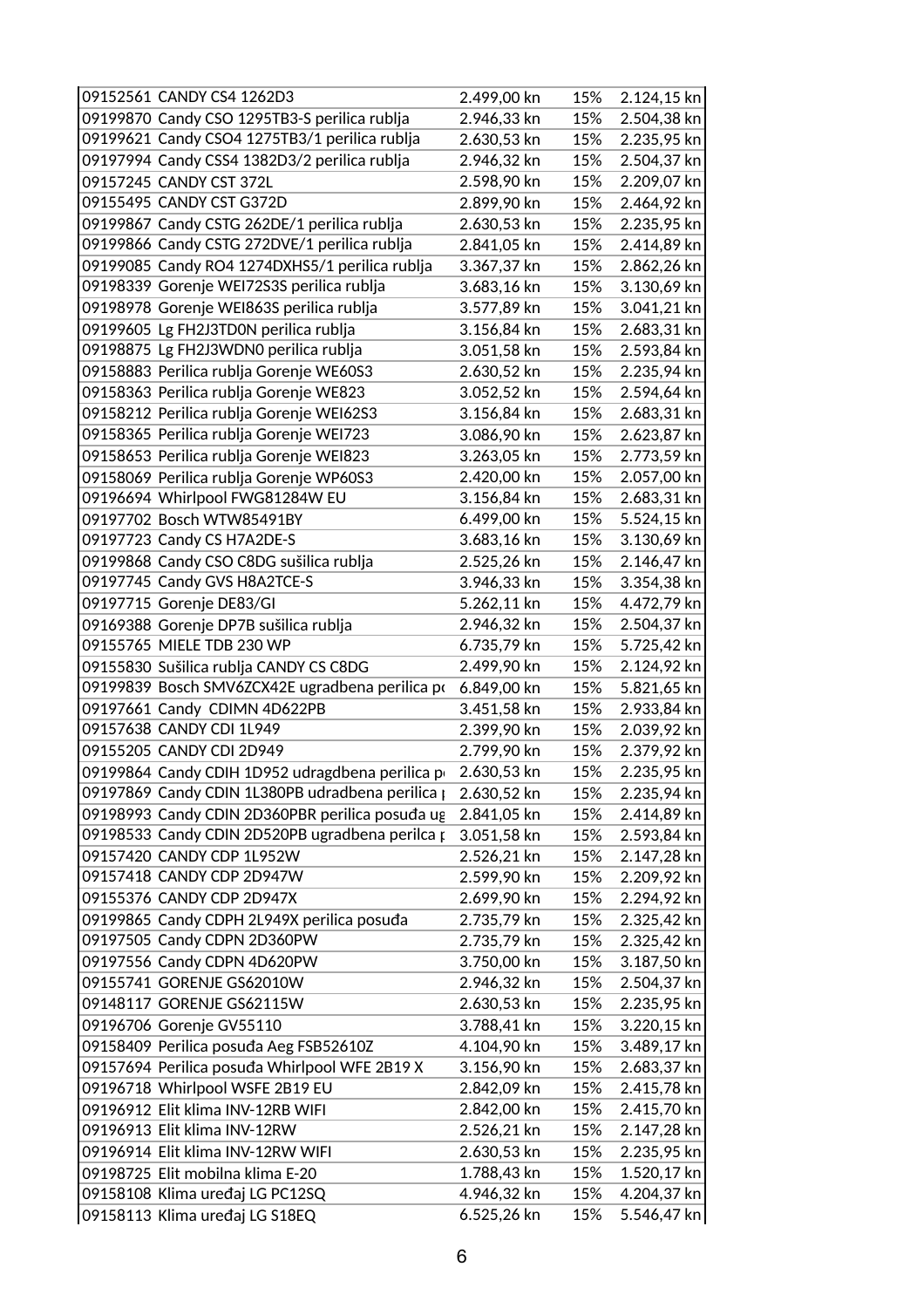| | | | | |
|---|---|---|---|---|
| 09152561 | CANDY CS4 1262D3 | 2.499,00 kn | 15% | 2.124,15 kn |
| 09199870 | Candy CSO 1295TB3-S perilica rublja | 2.946,33 kn | 15% | 2.504,38 kn |
| 09199621 | Candy CSO4 1275TB3/1 perilica rublja | 2.630,53 kn | 15% | 2.235,95 kn |
| 09197994 | Candy CSS4 1382D3/2 perilica rublja | 2.946,32 kn | 15% | 2.504,37 kn |
| 09157245 | CANDY CST 372L | 2.598,90 kn | 15% | 2.209,07 kn |
| 09155495 | CANDY CST G372D | 2.899,90 kn | 15% | 2.464,92 kn |
| 09199867 | Candy CSTG 262DE/1 perilica rublja | 2.630,53 kn | 15% | 2.235,95 kn |
| 09199866 | Candy CSTG 272DVE/1 perilica rublja | 2.841,05 kn | 15% | 2.414,89 kn |
| 09199085 | Candy RO4 1274DXHS5/1 perilica rublja | 3.367,37 kn | 15% | 2.862,26 kn |
| 09198339 | Gorenje WEI72S3S perilica rublja | 3.683,16 kn | 15% | 3.130,69 kn |
| 09198978 | Gorenje WEI863S perilica rublja | 3.577,89 kn | 15% | 3.041,21 kn |
| 09199605 | Lg FH2J3TD0N perilica rublja | 3.156,84 kn | 15% | 2.683,31 kn |
| 09198875 | Lg FH2J3WDN0 perilica rublja | 3.051,58 kn | 15% | 2.593,84 kn |
| 09158883 | Perilica rublja Gorenje WE60S3 | 2.630,52 kn | 15% | 2.235,94 kn |
| 09158363 | Perilica rublja Gorenje WE823 | 3.052,52 kn | 15% | 2.594,64 kn |
| 09158212 | Perilica rublja Gorenje WEI62S3 | 3.156,84 kn | 15% | 2.683,31 kn |
| 09158365 | Perilica rublja Gorenje WEI723 | 3.086,90 kn | 15% | 2.623,87 kn |
| 09158653 | Perilica rublja Gorenje WEI823 | 3.263,05 kn | 15% | 2.773,59 kn |
| 09158069 | Perilica rublja Gorenje WP60S3 | 2.420,00 kn | 15% | 2.057,00 kn |
| 09196694 | Whirlpool FWG81284W EU | 3.156,84 kn | 15% | 2.683,31 kn |
| 09197702 | Bosch WTW85491BY | 6.499,00 kn | 15% | 5.524,15 kn |
| 09197723 | Candy CS H7A2DE-S | 3.683,16 kn | 15% | 3.130,69 kn |
| 09199868 | Candy CSO C8DG sušilica rublja | 2.525,26 kn | 15% | 2.146,47 kn |
| 09197745 | Candy GVS H8A2TCE-S | 3.946,33 kn | 15% | 3.354,38 kn |
| 09197715 | Gorenje DE83/GI | 5.262,11 kn | 15% | 4.472,79 kn |
| 09169388 | Gorenje DP7B sušilica rublja | 2.946,32 kn | 15% | 2.504,37 kn |
| 09155765 | MIELE TDB 230 WP | 6.735,79 kn | 15% | 5.725,42 kn |
| 09155830 | Sušilica rublja CANDY CS C8DG | 2.499,90 kn | 15% | 2.124,92 kn |
| 09199839 | Bosch SMV6ZCX42E ugradbena perilica po | 6.849,00 kn | 15% | 5.821,65 kn |
| 09197661 | Candy CDIMN 4D622PB | 3.451,58 kn | 15% | 2.933,84 kn |
| 09157638 | CANDY CDI 1L949 | 2.399,90 kn | 15% | 2.039,92 kn |
| 09155205 | CANDY CDI 2D949 | 2.799,90 kn | 15% | 2.379,92 kn |
| 09199864 | Candy CDIH 1D952 udragdbena perilica p | 2.630,53 kn | 15% | 2.235,95 kn |
| 09197869 | Candy CDIN 1L380PB udradbena perilica | 2.630,52 kn | 15% | 2.235,94 kn |
| 09198993 | Candy CDIN 2D360PBR perilica posuđa ug | 2.841,05 kn | 15% | 2.414,89 kn |
| 09198533 | Candy CDIN 2D520PB ugradbena perilca | 3.051,58 kn | 15% | 2.593,84 kn |
| 09157420 | CANDY CDP 1L952W | 2.526,21 kn | 15% | 2.147,28 kn |
| 09157418 | CANDY CDP 2D947W | 2.599,90 kn | 15% | 2.209,92 kn |
| 09155376 | CANDY CDP 2D947X | 2.699,90 kn | 15% | 2.294,92 kn |
| 09199865 | Candy CDPH 2L949X perilica posuđa | 2.735,79 kn | 15% | 2.325,42 kn |
| 09197505 | Candy CDPN 2D360PW | 2.735,79 kn | 15% | 2.325,42 kn |
| 09197556 | Candy CDPN 4D620PW | 3.750,00 kn | 15% | 3.187,50 kn |
| 09155741 | GORENJE GS62010W | 2.946,32 kn | 15% | 2.504,37 kn |
| 09148117 | GORENJE GS62115W | 2.630,53 kn | 15% | 2.235,95 kn |
| 09196706 | Gorenje GV55110 | 3.788,41 kn | 15% | 3.220,15 kn |
| 09158409 | Perilica posuđa Aeg FSB52610Z | 4.104,90 kn | 15% | 3.489,17 kn |
| 09157694 | Perilica posuđa Whirlpool WFE 2B19 X | 3.156,90 kn | 15% | 2.683,37 kn |
| 09196718 | Whirlpool WSFE 2B19 EU | 2.842,09 kn | 15% | 2.415,78 kn |
| 09196912 | Elit klima INV-12RB WIFI | 2.842,00 kn | 15% | 2.415,70 kn |
| 09196913 | Elit klima INV-12RW | 2.526,21 kn | 15% | 2.147,28 kn |
| 09196914 | Elit klima INV-12RW WIFI | 2.630,53 kn | 15% | 2.235,95 kn |
| 09198725 | Elit mobilna klima E-20 | 1.788,43 kn | 15% | 1.520,17 kn |
| 09158108 | Klima uređaj LG PC12SQ | 4.946,32 kn | 15% | 4.204,37 kn |
| 09158113 | Klima uređaj LG S18EQ | 6.525,26 kn | 15% | 5.546,47 kn |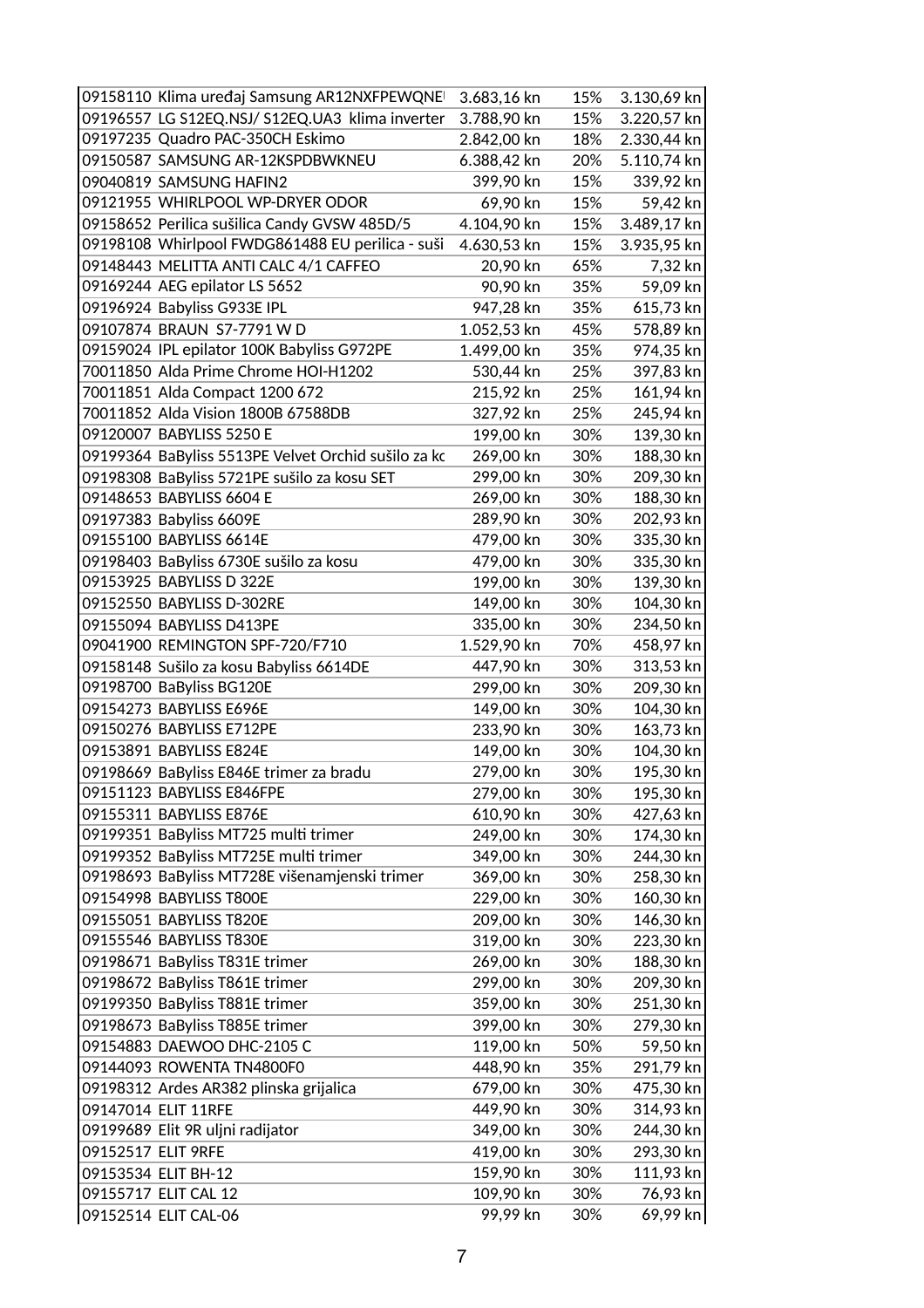| | | | | |
|---|---|---|---|---|
| 09158110 | Klima uređaj Samsung AR12NXFPEWQNE | 3.683,16 kn | 15% | 3.130,69 kn |
| 09196557 | LG S12EQ.NSJ/ S12EQ.UA3 klima inverter | 3.788,90 kn | 15% | 3.220,57 kn |
| 09197235 | Quadro PAC-350CH Eskimo | 2.842,00 kn | 18% | 2.330,44 kn |
| 09150587 | SAMSUNG AR-12KSPDBWKNEU | 6.388,42 kn | 20% | 5.110,74 kn |
| 09040819 | SAMSUNG HAFIN2 | 399,90 kn | 15% | 339,92 kn |
| 09121955 | WHIRLPOOL WP-DRYER ODOR | 69,90 kn | 15% | 59,42 kn |
| 09158652 | Perilica sušilica Candy GVSW 485D/5 | 4.104,90 kn | 15% | 3.489,17 kn |
| 09198108 | Whirlpool FWDG861488 EU perilica - suši | 4.630,53 kn | 15% | 3.935,95 kn |
| 09148443 | MELITTA ANTI CALC 4/1 CAFFEO | 20,90 kn | 65% | 7,32 kn |
| 09169244 | AEG epilator LS 5652 | 90,90 kn | 35% | 59,09 kn |
| 09196924 | Babyliss G933E IPL | 947,28 kn | 35% | 615,73 kn |
| 09107874 | BRAUN S7-7791 W D | 1.052,53 kn | 45% | 578,89 kn |
| 09159024 | IPL epilator 100K Babyliss G972PE | 1.499,00 kn | 35% | 974,35 kn |
| 70011850 | Alda Prime Chrome HOI-H1202 | 530,44 kn | 25% | 397,83 kn |
| 70011851 | Alda Compact 1200 672 | 215,92 kn | 25% | 161,94 kn |
| 70011852 | Alda Vision 1800B 67588DB | 327,92 kn | 25% | 245,94 kn |
| 09120007 | BABYLISS 5250 E | 199,00 kn | 30% | 139,30 kn |
| 09199364 | BaByliss 5513PE Velvet Orchid sušilo za ko | 269,00 kn | 30% | 188,30 kn |
| 09198308 | BaByliss 5721PE sušilo za kosu SET | 299,00 kn | 30% | 209,30 kn |
| 09148653 | BABYLISS 6604 E | 269,00 kn | 30% | 188,30 kn |
| 09197383 | Babyliss 6609E | 289,90 kn | 30% | 202,93 kn |
| 09155100 | BABYLISS 6614E | 479,00 kn | 30% | 335,30 kn |
| 09198403 | BaByliss 6730E sušilo za kosu | 479,00 kn | 30% | 335,30 kn |
| 09153925 | BABYLISS D 322E | 199,00 kn | 30% | 139,30 kn |
| 09152550 | BABYLISS D-302RE | 149,00 kn | 30% | 104,30 kn |
| 09155094 | BABYLISS D413PE | 335,00 kn | 30% | 234,50 kn |
| 09041900 | REMINGTON SPF-720/F710 | 1.529,90 kn | 70% | 458,97 kn |
| 09158148 | Sušilo za kosu Babyliss 6614DE | 447,90 kn | 30% | 313,53 kn |
| 09198700 | BaByliss BG120E | 299,00 kn | 30% | 209,30 kn |
| 09154273 | BABYLISS E696E | 149,00 kn | 30% | 104,30 kn |
| 09150276 | BABYLISS E712PE | 233,90 kn | 30% | 163,73 kn |
| 09153891 | BABYLISS E824E | 149,00 kn | 30% | 104,30 kn |
| 09198669 | BaByliss E846E trimer za bradu | 279,00 kn | 30% | 195,30 kn |
| 09151123 | BABYLISS E846FPE | 279,00 kn | 30% | 195,30 kn |
| 09155311 | BABYLISS E876E | 610,90 kn | 30% | 427,63 kn |
| 09199351 | BaByliss MT725 multi trimer | 249,00 kn | 30% | 174,30 kn |
| 09199352 | BaByliss MT725E multi trimer | 349,00 kn | 30% | 244,30 kn |
| 09198693 | BaByliss MT728E višenamjenski trimer | 369,00 kn | 30% | 258,30 kn |
| 09154998 | BABYLISS T800E | 229,00 kn | 30% | 160,30 kn |
| 09155051 | BABYLISS T820E | 209,00 kn | 30% | 146,30 kn |
| 09155546 | BABYLISS T830E | 319,00 kn | 30% | 223,30 kn |
| 09198671 | BaByliss T831E trimer | 269,00 kn | 30% | 188,30 kn |
| 09198672 | BaByliss T861E trimer | 299,00 kn | 30% | 209,30 kn |
| 09199350 | BaByliss T881E trimer | 359,00 kn | 30% | 251,30 kn |
| 09198673 | BaByliss T885E trimer | 399,00 kn | 30% | 279,30 kn |
| 09154883 | DAEWOO DHC-2105 C | 119,00 kn | 50% | 59,50 kn |
| 09144093 | ROWENTA TN4800F0 | 448,90 kn | 35% | 291,79 kn |
| 09198312 | Ardes AR382 plinska grijalica | 679,00 kn | 30% | 475,30 kn |
| 09147014 | ELIT 11RFE | 449,90 kn | 30% | 314,93 kn |
| 09199689 | Elit 9R uljni radijator | 349,00 kn | 30% | 244,30 kn |
| 09152517 | ELIT 9RFE | 419,00 kn | 30% | 293,30 kn |
| 09153534 | ELIT BH-12 | 159,90 kn | 30% | 111,93 kn |
| 09155717 | ELIT CAL 12 | 109,90 kn | 30% | 76,93 kn |
| 09152514 | ELIT CAL-06 | 99,99 kn | 30% | 69,99 kn |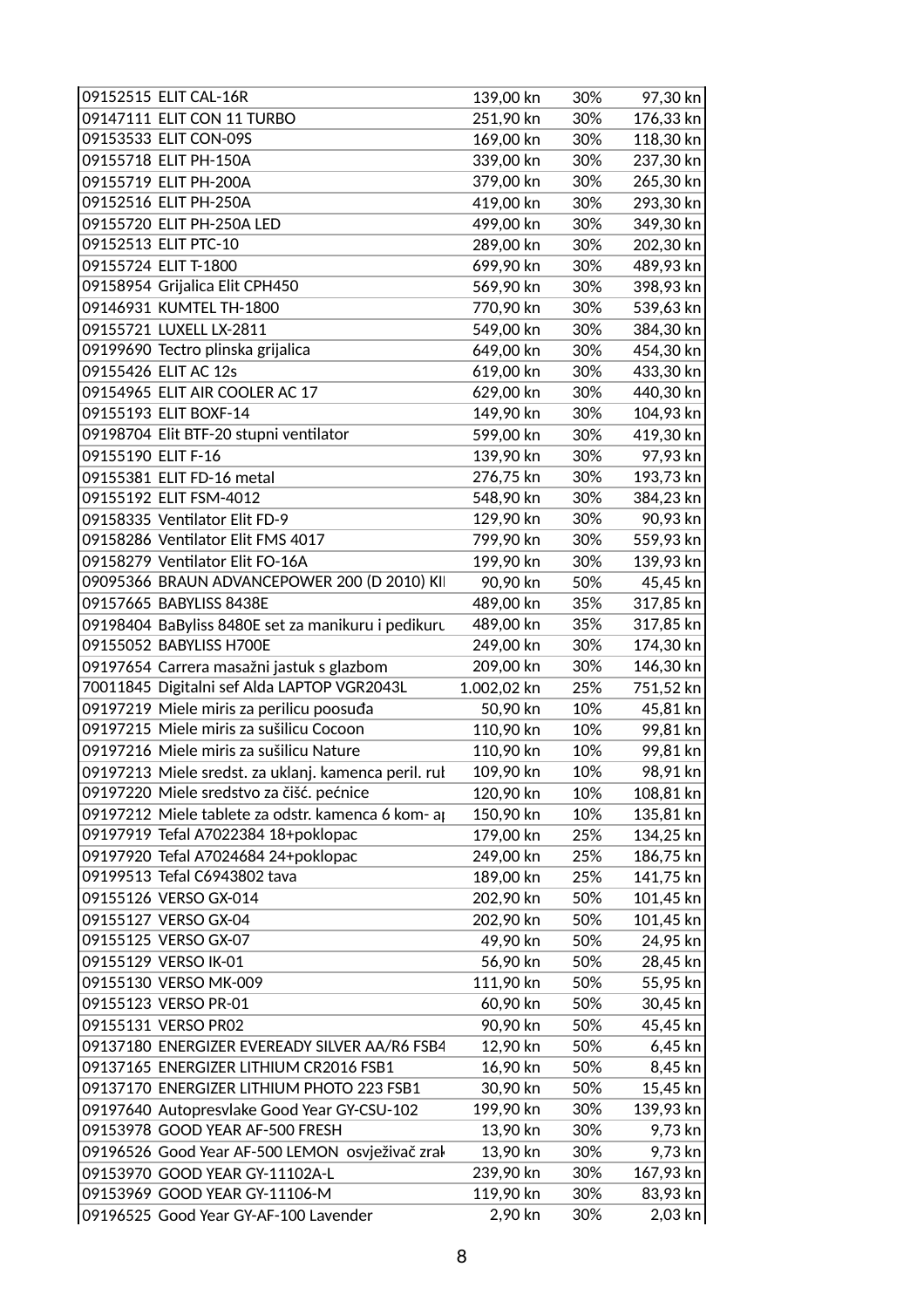| | | | |
|---|---|---|---|
| 09152515 ELIT CAL-16R | 139,00 kn | 30% | 97,30 kn |
| 09147111 ELIT CON 11 TURBO | 251,90 kn | 30% | 176,33 kn |
| 09153533 ELIT CON-09S | 169,00 kn | 30% | 118,30 kn |
| 09155718 ELIT PH-150A | 339,00 kn | 30% | 237,30 kn |
| 09155719 ELIT PH-200A | 379,00 kn | 30% | 265,30 kn |
| 09152516 ELIT PH-250A | 419,00 kn | 30% | 293,30 kn |
| 09155720 ELIT PH-250A LED | 499,00 kn | 30% | 349,30 kn |
| 09152513 ELIT PTC-10 | 289,00 kn | 30% | 202,30 kn |
| 09155724 ELIT T-1800 | 699,90 kn | 30% | 489,93 kn |
| 09158954 Grijalica Elit CPH450 | 569,90 kn | 30% | 398,93 kn |
| 09146931 KUMTEL TH-1800 | 770,90 kn | 30% | 539,63 kn |
| 09155721 LUXELL LX-2811 | 549,00 kn | 30% | 384,30 kn |
| 09199690 Tectro plinska grijalica | 649,00 kn | 30% | 454,30 kn |
| 09155426 ELIT AC 12s | 619,00 kn | 30% | 433,30 kn |
| 09154965 ELIT AIR COOLER AC 17 | 629,00 kn | 30% | 440,30 kn |
| 09155193 ELIT BOXF-14 | 149,90 kn | 30% | 104,93 kn |
| 09198704 Elit BTF-20 stupni ventilator | 599,00 kn | 30% | 419,30 kn |
| 09155190 ELIT F-16 | 139,90 kn | 30% | 97,93 kn |
| 09155381 ELIT FD-16 metal | 276,75 kn | 30% | 193,73 kn |
| 09155192 ELIT FSM-4012 | 548,90 kn | 30% | 384,23 kn |
| 09158335 Ventilator Elit FD-9 | 129,90 kn | 30% | 90,93 kn |
| 09158286 Ventilator Elit FMS 4017 | 799,90 kn | 30% | 559,93 kn |
| 09158279 Ventilator Elit FO-16A | 199,90 kn | 30% | 139,93 kn |
| 09095366 BRAUN ADVANCEPOWER 200 (D 2010) KI | 90,90 kn | 50% | 45,45 kn |
| 09157665 BABYLISS 8438E | 489,00 kn | 35% | 317,85 kn |
| 09198404 BaByliss 8480E set za manikuru i pedikuru | 489,00 kn | 35% | 317,85 kn |
| 09155052 BABYLISS H700E | 249,00 kn | 30% | 174,30 kn |
| 09197654 Carrera masažni jastuk s glazbom | 209,00 kn | 30% | 146,30 kn |
| 70011845 Digitalni sef Alda LAPTOP VGR2043L | 1.002,02 kn | 25% | 751,52 kn |
| 09197219 Miele miris za perilicu poosuđa | 50,90 kn | 10% | 45,81 kn |
| 09197215 Miele miris za sušilicu Cocoon | 110,90 kn | 10% | 99,81 kn |
| 09197216 Miele miris za sušilicu Nature | 110,90 kn | 10% | 99,81 kn |
| 09197213 Miele sredst. za uklanj. kamenca peril. rub | 109,90 kn | 10% | 98,91 kn |
| 09197220 Miele sredstvo za čišć. pećnice | 120,90 kn | 10% | 108,81 kn |
| 09197212 Miele tablete za odstr. kamenca 6 kom- ap | 150,90 kn | 10% | 135,81 kn |
| 09197919 Tefal A7022384 18+poklopac | 179,00 kn | 25% | 134,25 kn |
| 09197920 Tefal A7024684 24+poklopac | 249,00 kn | 25% | 186,75 kn |
| 09199513 Tefal C6943802 tava | 189,00 kn | 25% | 141,75 kn |
| 09155126 VERSO GX-014 | 202,90 kn | 50% | 101,45 kn |
| 09155127 VERSO GX-04 | 202,90 kn | 50% | 101,45 kn |
| 09155125 VERSO GX-07 | 49,90 kn | 50% | 24,95 kn |
| 09155129 VERSO IK-01 | 56,90 kn | 50% | 28,45 kn |
| 09155130 VERSO MK-009 | 111,90 kn | 50% | 55,95 kn |
| 09155123 VERSO PR-01 | 60,90 kn | 50% | 30,45 kn |
| 09155131 VERSO PR02 | 90,90 kn | 50% | 45,45 kn |
| 09137180 ENERGIZER EVEREADY SILVER AA/R6 FSB4 | 12,90 kn | 50% | 6,45 kn |
| 09137165 ENERGIZER LITHIUM CR2016 FSB1 | 16,90 kn | 50% | 8,45 kn |
| 09137170 ENERGIZER LITHIUM PHOTO 223 FSB1 | 30,90 kn | 50% | 15,45 kn |
| 09197640 Autopresvlake Good Year GY-CSU-102 | 199,90 kn | 30% | 139,93 kn |
| 09153978 GOOD YEAR AF-500 FRESH | 13,90 kn | 30% | 9,73 kn |
| 09196526 Good Year AF-500 LEMON osvježivač zrak | 13,90 kn | 30% | 9,73 kn |
| 09153970 GOOD YEAR GY-11102A-L | 239,90 kn | 30% | 167,93 kn |
| 09153969 GOOD YEAR GY-11106-M | 119,90 kn | 30% | 83,93 kn |
| 09196525 Good Year GY-AF-100 Lavender | 2,90 kn | 30% | 2,03 kn |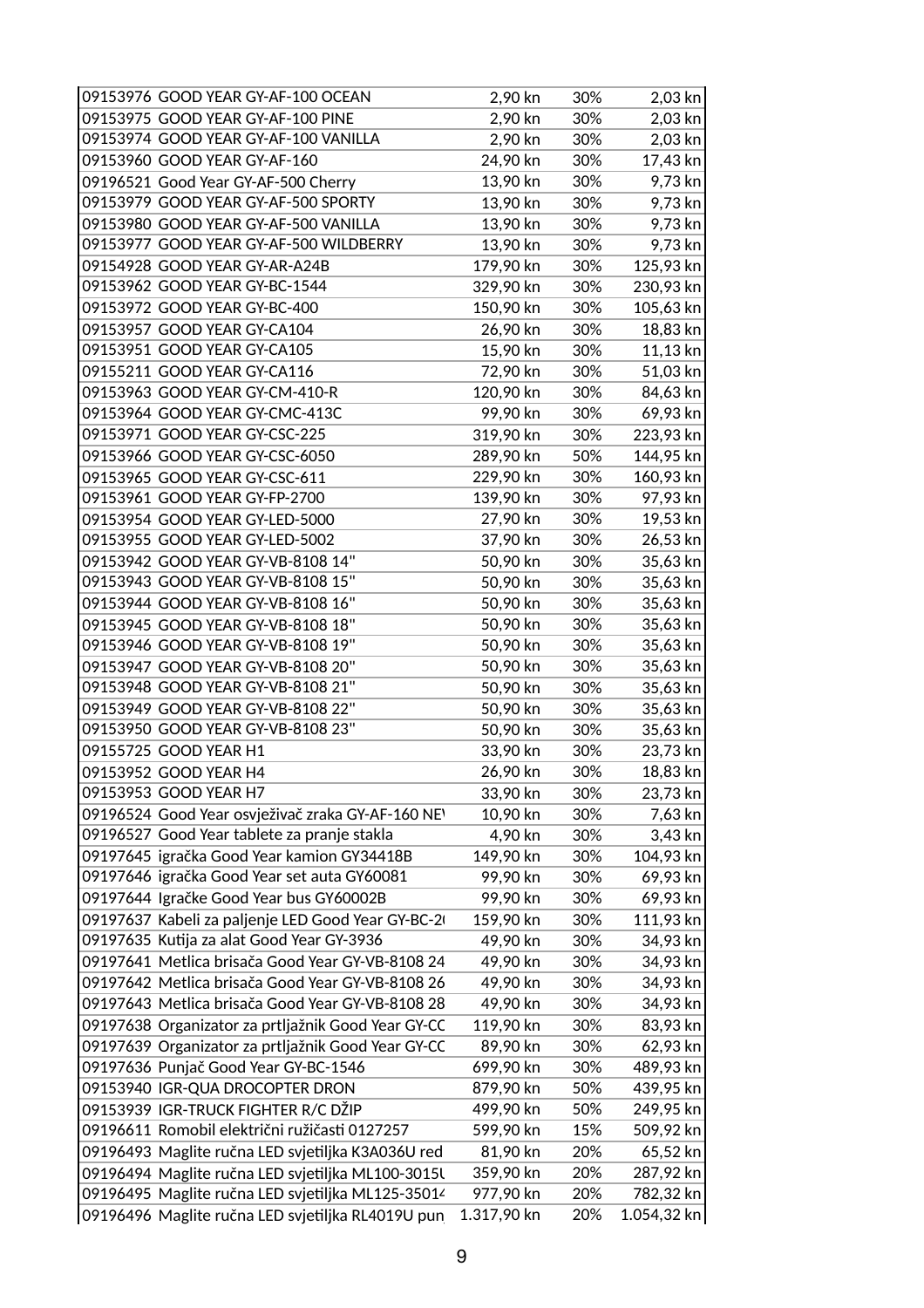| | | | | |
|---|---|---|---|---|
| 09153976 | GOOD YEAR GY-AF-100 OCEAN | 2,90 kn | 30% | 2,03 kn |
| 09153975 | GOOD YEAR GY-AF-100 PINE | 2,90 kn | 30% | 2,03 kn |
| 09153974 | GOOD YEAR GY-AF-100 VANILLA | 2,90 kn | 30% | 2,03 kn |
| 09153960 | GOOD YEAR GY-AF-160 | 24,90 kn | 30% | 17,43 kn |
| 09196521 | Good Year GY-AF-500 Cherry | 13,90 kn | 30% | 9,73 kn |
| 09153979 | GOOD YEAR GY-AF-500 SPORTY | 13,90 kn | 30% | 9,73 kn |
| 09153980 | GOOD YEAR GY-AF-500 VANILLA | 13,90 kn | 30% | 9,73 kn |
| 09153977 | GOOD YEAR GY-AF-500 WILDBERRY | 13,90 kn | 30% | 9,73 kn |
| 09154928 | GOOD YEAR GY-AR-A24B | 179,90 kn | 30% | 125,93 kn |
| 09153962 | GOOD YEAR GY-BC-1544 | 329,90 kn | 30% | 230,93 kn |
| 09153972 | GOOD YEAR GY-BC-400 | 150,90 kn | 30% | 105,63 kn |
| 09153957 | GOOD YEAR GY-CA104 | 26,90 kn | 30% | 18,83 kn |
| 09153951 | GOOD YEAR GY-CA105 | 15,90 kn | 30% | 11,13 kn |
| 09155211 | GOOD YEAR GY-CA116 | 72,90 kn | 30% | 51,03 kn |
| 09153963 | GOOD YEAR GY-CM-410-R | 120,90 kn | 30% | 84,63 kn |
| 09153964 | GOOD YEAR GY-CMC-413C | 99,90 kn | 30% | 69,93 kn |
| 09153971 | GOOD YEAR GY-CSC-225 | 319,90 kn | 30% | 223,93 kn |
| 09153966 | GOOD YEAR GY-CSC-6050 | 289,90 kn | 50% | 144,95 kn |
| 09153965 | GOOD YEAR GY-CSC-611 | 229,90 kn | 30% | 160,93 kn |
| 09153961 | GOOD YEAR GY-FP-2700 | 139,90 kn | 30% | 97,93 kn |
| 09153954 | GOOD YEAR GY-LED-5000 | 27,90 kn | 30% | 19,53 kn |
| 09153955 | GOOD YEAR GY-LED-5002 | 37,90 kn | 30% | 26,53 kn |
| 09153942 | GOOD YEAR GY-VB-8108 14" | 50,90 kn | 30% | 35,63 kn |
| 09153943 | GOOD YEAR GY-VB-8108 15" | 50,90 kn | 30% | 35,63 kn |
| 09153944 | GOOD YEAR GY-VB-8108 16" | 50,90 kn | 30% | 35,63 kn |
| 09153945 | GOOD YEAR GY-VB-8108 18" | 50,90 kn | 30% | 35,63 kn |
| 09153946 | GOOD YEAR GY-VB-8108 19" | 50,90 kn | 30% | 35,63 kn |
| 09153947 | GOOD YEAR GY-VB-8108 20" | 50,90 kn | 30% | 35,63 kn |
| 09153948 | GOOD YEAR GY-VB-8108 21" | 50,90 kn | 30% | 35,63 kn |
| 09153949 | GOOD YEAR GY-VB-8108 22" | 50,90 kn | 30% | 35,63 kn |
| 09153950 | GOOD YEAR GY-VB-8108 23" | 50,90 kn | 30% | 35,63 kn |
| 09155725 | GOOD YEAR H1 | 33,90 kn | 30% | 23,73 kn |
| 09153952 | GOOD YEAR H4 | 26,90 kn | 30% | 18,83 kn |
| 09153953 | GOOD YEAR H7 | 33,90 kn | 30% | 23,73 kn |
| 09196524 | Good Year osvježivač zraka GY-AF-160 NE\ | 10,90 kn | 30% | 7,63 kn |
| 09196527 | Good Year tablete za pranje stakla | 4,90 kn | 30% | 3,43 kn |
| 09197645 | igračka Good Year kamion GY34418B | 149,90 kn | 30% | 104,93 kn |
| 09197646 | igračka Good Year set auta GY60081 | 99,90 kn | 30% | 69,93 kn |
| 09197644 | Igračke Good Year bus GY60002B | 99,90 kn | 30% | 69,93 kn |
| 09197637 | Kabeli za paljenje LED Good Year GY-BC-2( | 159,90 kn | 30% | 111,93 kn |
| 09197635 | Kutija za alat Good Year GY-3936 | 49,90 kn | 30% | 34,93 kn |
| 09197641 | Metlica brisača Good Year GY-VB-8108 24 | 49,90 kn | 30% | 34,93 kn |
| 09197642 | Metlica brisača Good Year GY-VB-8108 26 | 49,90 kn | 30% | 34,93 kn |
| 09197643 | Metlica brisača Good Year GY-VB-8108 28 | 49,90 kn | 30% | 34,93 kn |
| 09197638 | Organizator za prtljažnik Good Year GY-CC | 119,90 kn | 30% | 83,93 kn |
| 09197639 | Organizator za prtljažnik Good Year GY-CC | 89,90 kn | 30% | 62,93 kn |
| 09197636 | Punjač Good Year GY-BC-1546 | 699,90 kn | 30% | 489,93 kn |
| 09153940 | IGR-QUA DROCOPTER DRON | 879,90 kn | 50% | 439,95 kn |
| 09153939 | IGR-TRUCK FIGHTER R/C DŽIP | 499,90 kn | 50% | 249,95 kn |
| 09196611 | Romobil električni ružičasti 0127257 | 599,90 kn | 15% | 509,92 kn |
| 09196493 | Maglite ručna LED svjetiljka K3A036U red | 81,90 kn | 20% | 65,52 kn |
| 09196494 | Maglite ručna LED svjetiljka ML100-3015U | 359,90 kn | 20% | 287,92 kn |
| 09196495 | Maglite ručna LED svjetiljka ML125-35014 | 977,90 kn | 20% | 782,32 kn |
| 09196496 | Maglite ručna LED svjetiljka RL4019U pun | 1.317,90 kn | 20% | 1.054,32 kn |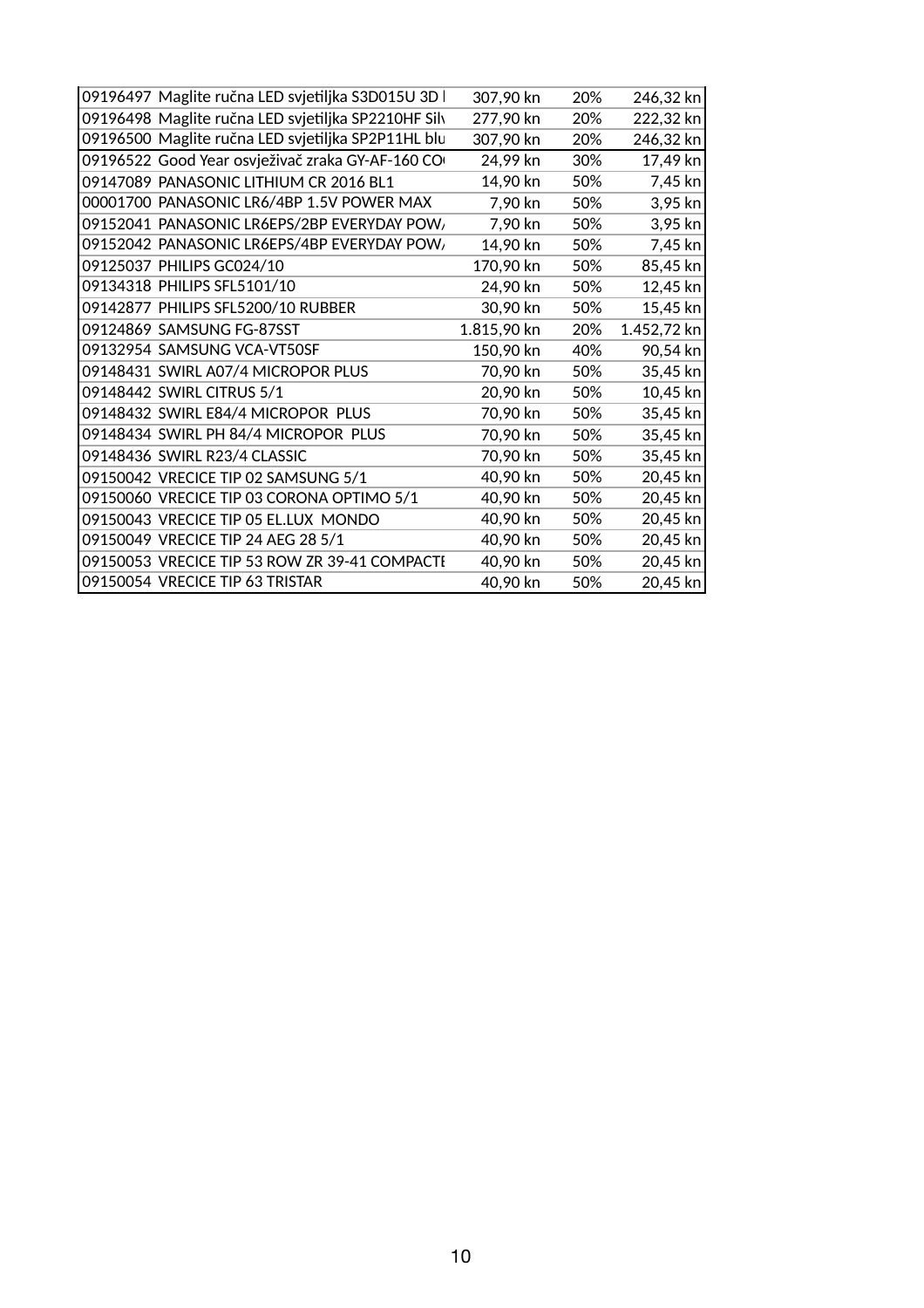| | | | | |
|---|---|---|---|---|
| 09196497 | Maglite ručna LED svjetiljka S3D015U 3D | 307,90 kn | 20% | 246,32 kn |
| 09196498 | Maglite ručna LED svjetiljka SP2210HF Silv | 277,90 kn | 20% | 222,32 kn |
| 09196500 | Maglite ručna LED svjetiljka SP2P11HL blu | 307,90 kn | 20% | 246,32 kn |
| 09196522 | Good Year osvježivač zraka GY-AF-160 CO | 24,99 kn | 30% | 17,49 kn |
| 09147089 | PANASONIC LITHIUM CR 2016 BL1 | 14,90 kn | 50% | 7,45 kn |
| 00001700 | PANASONIC LR6/4BP 1.5V POWER MAX | 7,90 kn | 50% | 3,95 kn |
| 09152041 | PANASONIC LR6EPS/2BP EVERYDAY POW | 7,90 kn | 50% | 3,95 kn |
| 09152042 | PANASONIC LR6EPS/4BP EVERYDAY POW | 14,90 kn | 50% | 7,45 kn |
| 09125037 | PHILIPS GC024/10 | 170,90 kn | 50% | 85,45 kn |
| 09134318 | PHILIPS SFL5101/10 | 24,90 kn | 50% | 12,45 kn |
| 09142877 | PHILIPS SFL5200/10 RUBBER | 30,90 kn | 50% | 15,45 kn |
| 09124869 | SAMSUNG FG-87SST | 1.815,90 kn | 20% | 1.452,72 kn |
| 09132954 | SAMSUNG VCA-VT50SF | 150,90 kn | 40% | 90,54 kn |
| 09148431 | SWIRL A07/4 MICROPOR PLUS | 70,90 kn | 50% | 35,45 kn |
| 09148442 | SWIRL CITRUS 5/1 | 20,90 kn | 50% | 10,45 kn |
| 09148432 | SWIRL E84/4 MICROPOR PLUS | 70,90 kn | 50% | 35,45 kn |
| 09148434 | SWIRL PH 84/4 MICROPOR PLUS | 70,90 kn | 50% | 35,45 kn |
| 09148436 | SWIRL R23/4 CLASSIC | 70,90 kn | 50% | 35,45 kn |
| 09150042 | VRECICE TIP 02 SAMSUNG 5/1 | 40,90 kn | 50% | 20,45 kn |
| 09150060 | VRECICE TIP 03 CORONA OPTIMO 5/1 | 40,90 kn | 50% | 20,45 kn |
| 09150043 | VRECICE TIP 05 EL.LUX MONDO | 40,90 kn | 50% | 20,45 kn |
| 09150049 | VRECICE TIP 24 AEG 28 5/1 | 40,90 kn | 50% | 20,45 kn |
| 09150053 | VRECICE TIP 53 ROW ZR 39-41 COMPACTE | 40,90 kn | 50% | 20,45 kn |
| 09150054 | VRECICE TIP 63 TRISTAR | 40,90 kn | 50% | 20,45 kn |